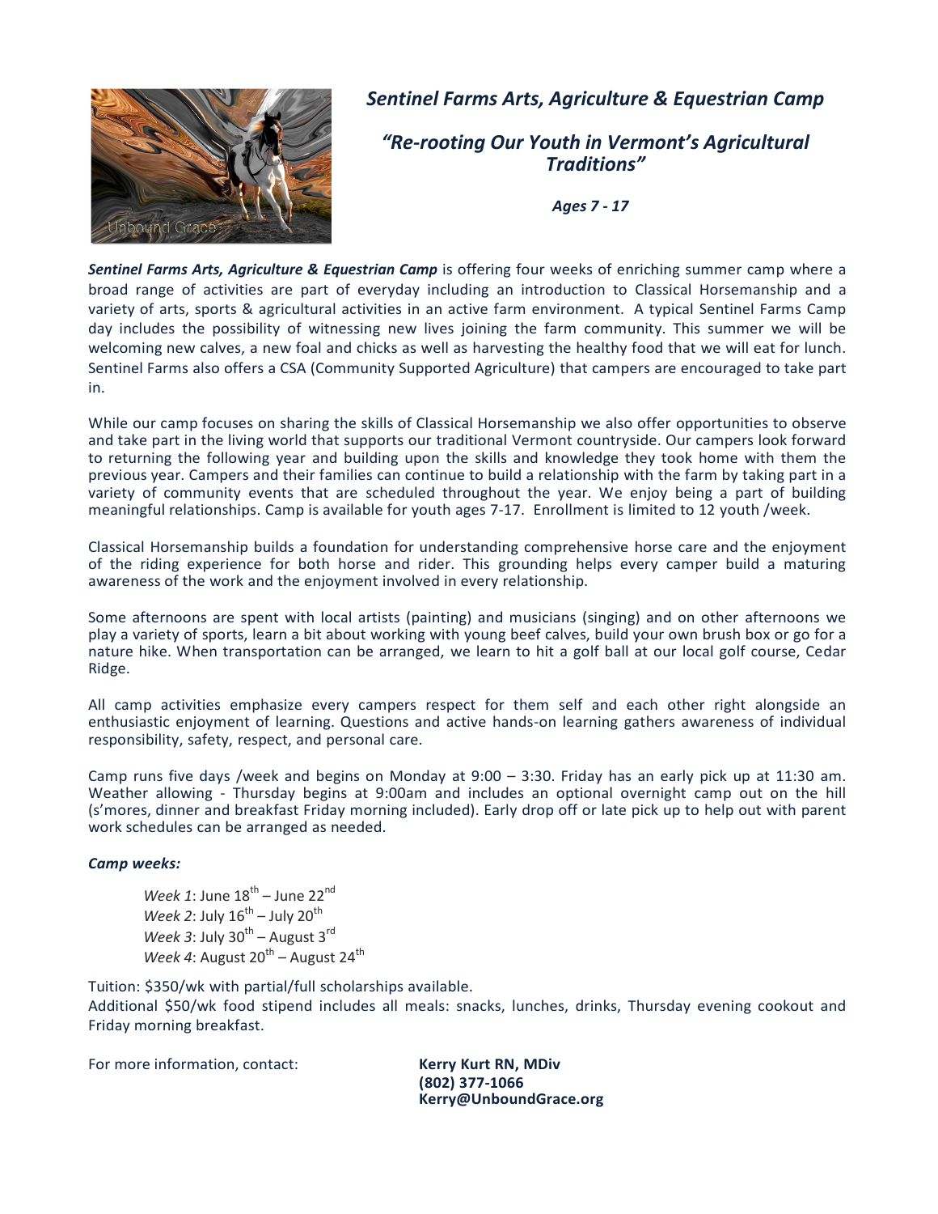# *Sentinel Farms Arts, Agriculture & Equestrian Camp*

## *"Re-rooting Our Youth in Vermont's Agricultural Traditions"*

***Ages 7 - 17***

***Sentinel Farms Arts, Agriculture & Equestrian Camp*** is offering four weeks of enriching summer camp where a broad range of activities are part of everyday including an introduction to Classical Horsemanship and a variety of arts, sports & agricultural activities in an active farm environment. A typical Sentinel Farms Camp day includes the possibility of witnessing new lives joining the farm community. This summer we will be welcoming new calves, a new foal and chicks as well as harvesting the healthy food that we will eat for lunch. Sentinel Farms also offers a CSA (Community Supported Agriculture) that campers are encouraged to take part in.

While our camp focuses on sharing the skills of Classical Horsemanship we also offer opportunities to observe and take part in the living world that supports our traditional Vermont countryside. Our campers look forward to returning the following year and building upon the skills and knowledge they took home with them the previous year. Campers and their families can continue to build a relationship with the farm by taking part in a variety of community events that are scheduled throughout the year. We enjoy being a part of building meaningful relationships. Camp is available for youth ages 7-17. Enrollment is limited to 12 youth /week.

Classical Horsemanship builds a foundation for understanding comprehensive horse care and the enjoyment of the riding experience for both horse and rider. This grounding helps every camper build a maturing awareness of the work and the enjoyment involved in every relationship.

Some afternoons are spent with local artists (painting) and musicians (singing) and on other afternoons we play a variety of sports, learn a bit about working with young beef calves, build your own brush box or go for a nature hike. When transportation can be arranged, we learn to hit a golf ball at our local golf course, Cedar Ridge.

All camp activities emphasize every campers respect for them self and each other right alongside an enthusiastic enjoyment of learning. Questions and active hands-on learning gathers awareness of individual responsibility, safety, respect, and personal care.

Camp runs five days /week and begins on Monday at 9:00 – 3:30. Friday has an early pick up at 11:30 am. Weather allowing - Thursday begins at 9:00am and includes an optional overnight camp out on the hill (s'mores, dinner and breakfast Friday morning included). Early drop off or late pick up to help out with parent work schedules can be arranged as needed.

***Camp weeks:***

- *Week 1*: June 18th – June 22nd
- *Week 2*: July 16th – July 20th
- *Week 3*: July 30th – August 3rd
- *Week 4*: August 20th – August 24th

Tuition: $350/wk with partial/full scholarships available.
Additional $50/wk food stipend includes all meals: snacks, lunches, drinks, Thursday evening cookout and Friday morning breakfast.

For more information, contact:

**Kerry Kurt RN, MDiv**
**(802) 377-1066**
**Kerry@UnboundGrace.org**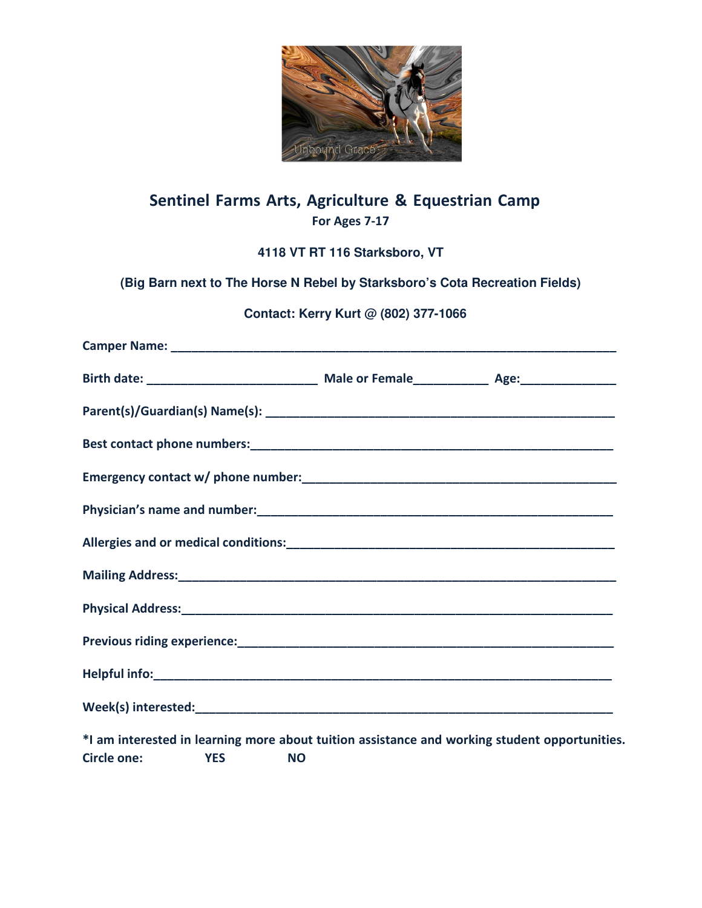## Sentinel Farms Arts, Agriculture & Equestrian Camp

**For Ages 7-17**

**4118 VT RT 116 Starksboro, VT**

**(Big Barn next to The Horse N Rebel by Starksboro's Cota Recreation Fields)**

**Contact: Kerry Kurt @ (802) 377-1066**

**Camper Name:** ___________________________________________________________________

**Birth date:** _________________________ **Male or Female**___________ **Age:**______________

**Parent(s)/Guardian(s) Name(s):** ____________________________________________________

**Best contact phone numbers:**_______________________________________________________

**Emergency contact w/ phone number:**_______________________________________________

**Physician's name and number:**______________________________________________________

**Allergies and or medical conditions:**_______________________________________________

**Mailing Address:**__________________________________________________________________

**Physical Address:**_________________________________________________________________

**Previous riding experience:**_________________________________________________________

**Helpful info:**______________________________________________________________________

**Week(s) interested:**_______________________________________________________________

**\*I am interested in learning more about tuition assistance and working student opportunities.**
**Circle one: YES NO**